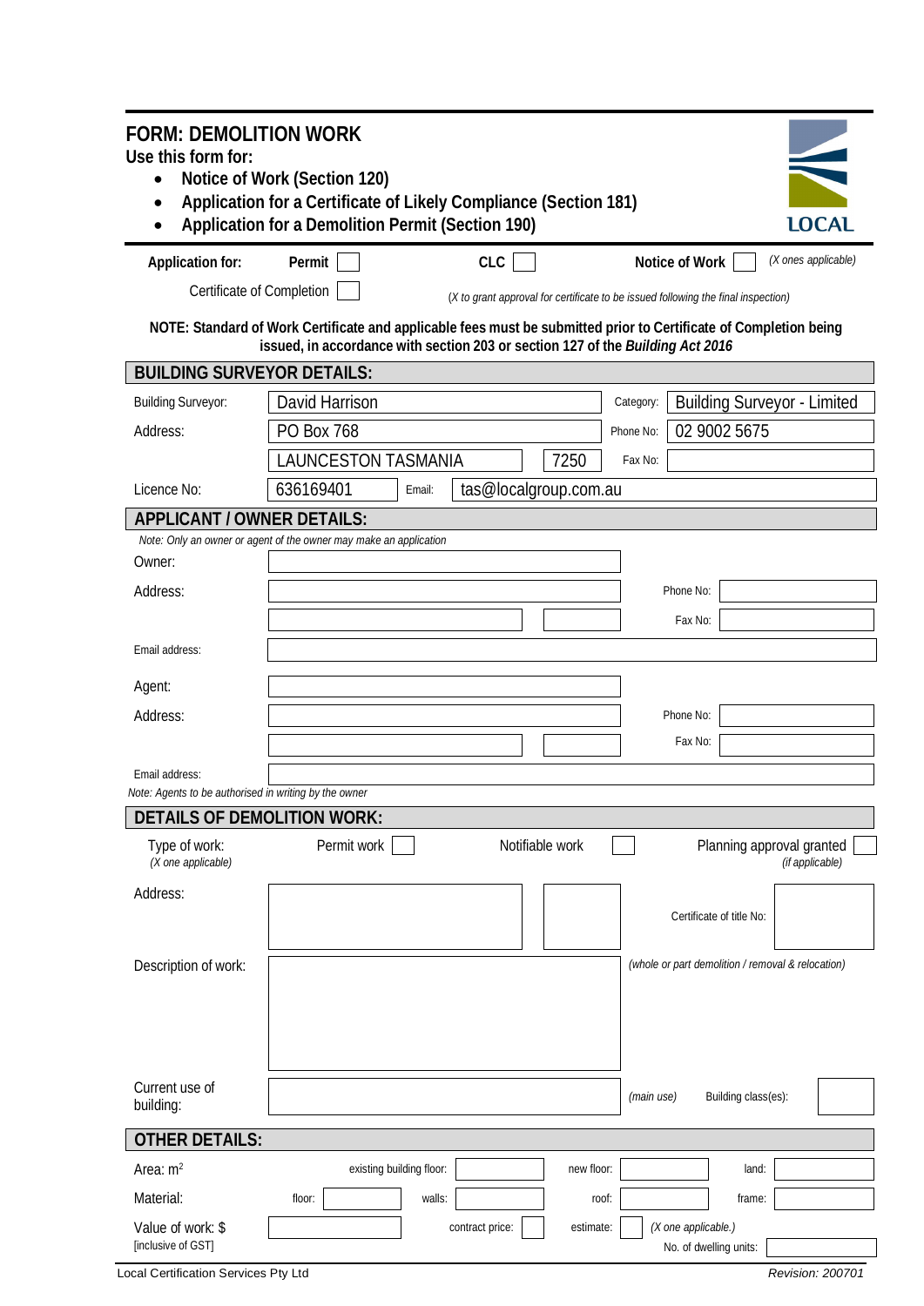# FORM: DEMOLITION WORK

**Use this form for:**

- **Notice of Work (Section 120)**
- **Application for a Certificate of Likely Compliance (Section 181)**
- **Application for a Demolition Permit (Section 190)**

LOCAL

**Application for:** **Permit** ☐ **CLC** ☐ **Notice of Work** ☐ *(X ones applicable)*

Certificate of Completion ☐ *(X to grant approval for certificate to be issued following the final inspection)*

**NOTE: Standard of Work Certificate and applicable fees must be submitted prior to Certificate of Completion being issued, in accordance with section 203 or section 127 of the *Building Act 2016***

## BUILDING SURVEYOR DETAILS:

| | | | |
|---|---|---|---|
| Building Surveyor: | David Harrison | Category: | Building Surveyor - Limited |
| Address: | PO Box 768 | Phone No: | 02 9002 5675 |
| | LAUNCESTON TASMANIA 7250 | Fax No: | |
| Licence No: | 636169401 | Email: | tas@localgroup.com.au |

## APPLICANT / OWNER DETAILS:

*Note: Only an owner or agent of the owner may make an application*

| | | | |
|---|---|---|---|
| Owner: | | | |
| Address: | | Phone No: | |
| | | Fax No: | |
| Email address: | | | |
| Agent: | | | |
| Address: | | Phone No: | |
| | | Fax No: | |
| Email address: | | | |

*Note: Agents to be authorised in writing by the owner*

## DETAILS OF DEMOLITION WORK:

Type of work: *(X one applicable)* Permit work ☐ Notifiable work ☐ Planning approval granted ☐ *(if applicable)*

| | | | |
|---|---|---|---|
| Address: | | Certificate of title No: | |
| Description of work: | | *(whole or part demolition / removal & relocation)* | |
| Current use of building: | | *(main use)* Building class(es): | |

## OTHER DETAILS:

| | | | | | | |
|---|---|---|---|---|---|---|
| Area: $m^2$ | existing building floor: | | new floor: | | land: | |
| Material: | floor: | | walls: | | roof: | frame: |
| Value of work: $ [inclusive of GST] | | contract price: ☐ | estimate: ☐ | *(X one applicable.)* | No. of dwelling units: | |

Local Certification Services Pty Ltd — *Revision: 200701*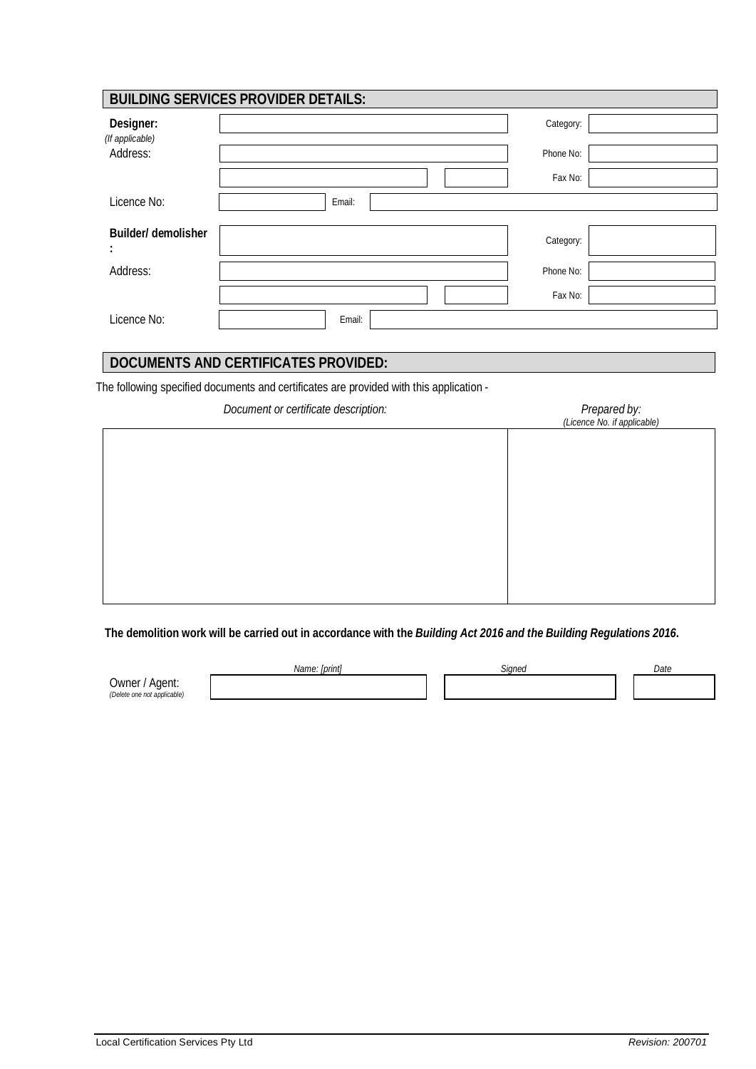## BUILDING SERVICES PROVIDER DETAILS:

| | | | | |
|---|---|---|---|---|
| **Designer:** *(If applicable)* | | | Category: | |
| Address: | | | Phone No: | |
| | | | Fax No: | |
| Licence No: | | Email: | | |
| **Builder/ demolisher :** | | | Category: | |
| Address: | | | Phone No: | |
| | | | Fax No: | |
| Licence No: | | Email: | | |

## DOCUMENTS AND CERTIFICATES PROVIDED:

The following specified documents and certificates are provided with this application -

| *Document or certificate description:* | *Prepared by:* *(Licence No. if applicable)* |
|---|---|
| | |

**The demolition work will be carried out in accordance with the *Building Act 2016 and the Building Regulations 2016*.**

| | *Name: [print]* | *Signed* | *Date* |
|---|---|---|---|
| Owner / Agent: *(Delete one not applicable)* | | | |